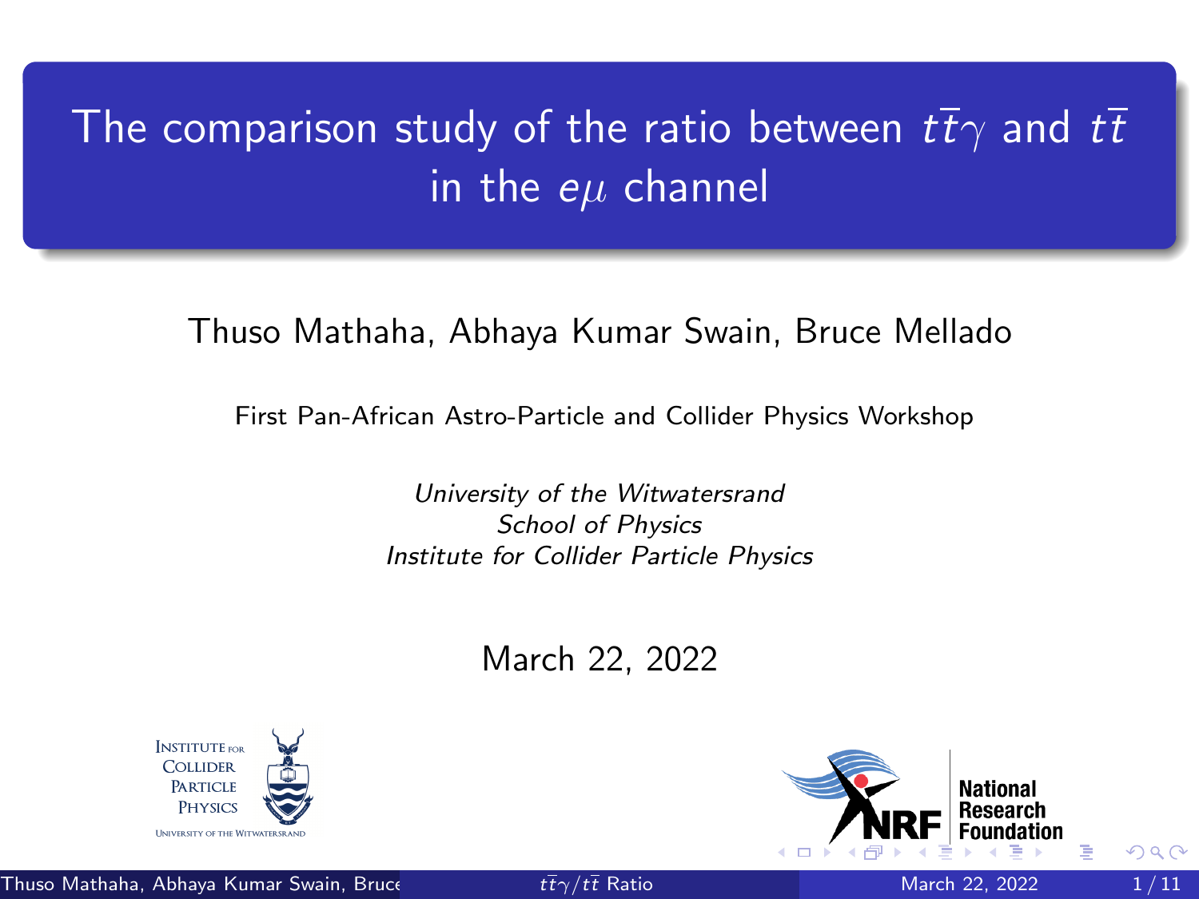# The comparison study of the ratio between $t\bar{t}\gamma$ and $t\bar{t}$ in the $e\mu$ channel

Thuso Mathaha, Abhaya Kumar Swain, Bruce Mellado

First Pan-African Astro-Particle and Collider Physics Workshop

*University of the Witwatersrand*
*School of Physics*
*Institute for Collider Particle Physics*

March 22, 2022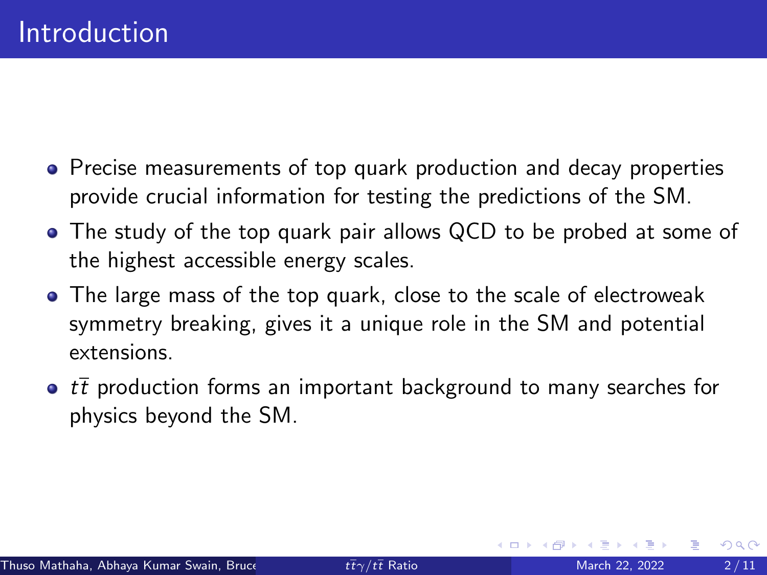# Introduction

- Precise measurements of top quark production and decay properties provide crucial information for testing the predictions of the SM.
- The study of the top quark pair allows QCD to be probed at some of the highest accessible energy scales.
- The large mass of the top quark, close to the scale of electroweak symmetry breaking, gives it a unique role in the SM and potential extensions.
- $t\bar{t}$ production forms an important background to many searches for physics beyond the SM.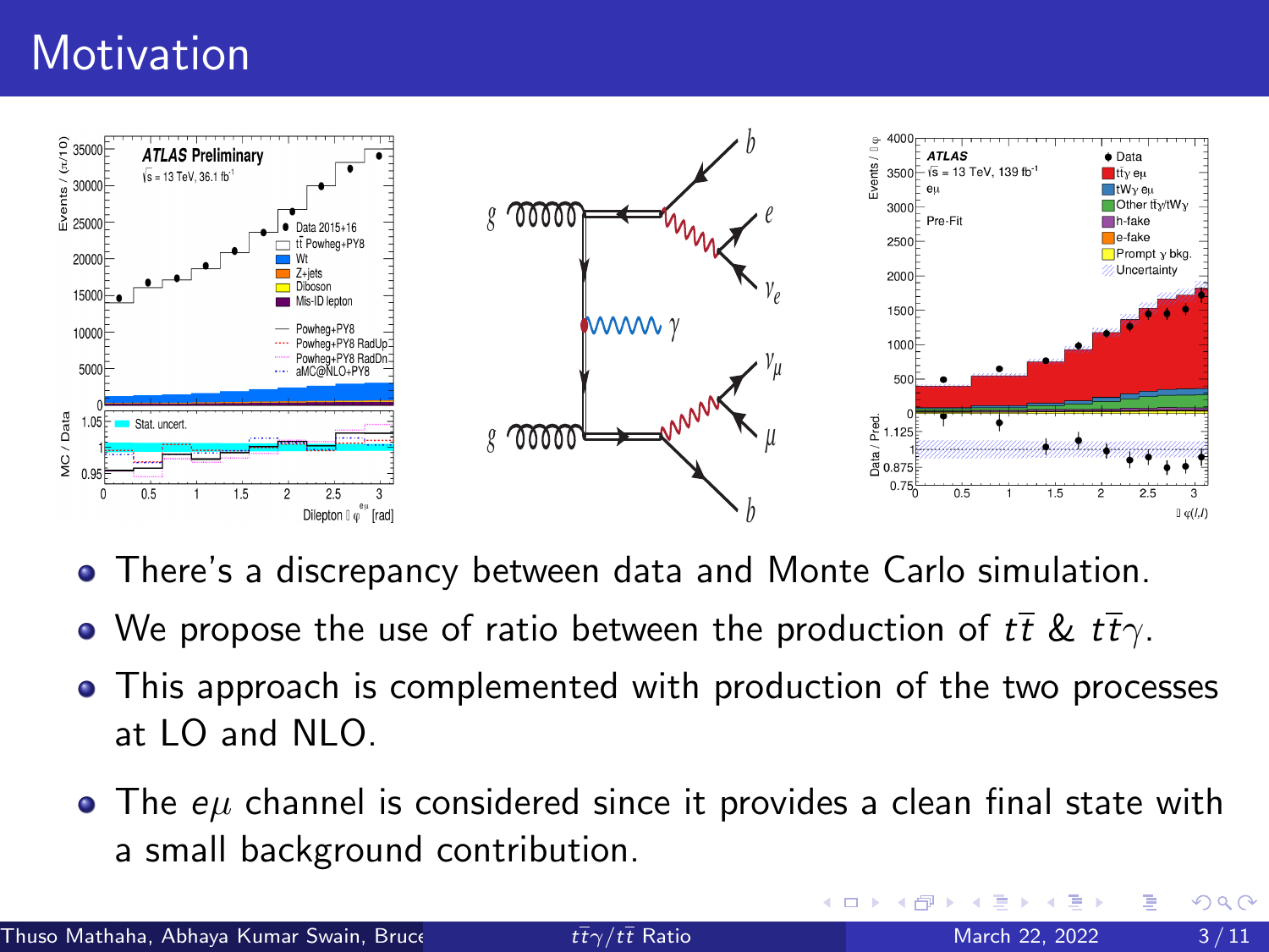# Motivation

- There's a discrepancy between data and Monte Carlo simulation.
- We propose the use of ratio between the production of $t\bar{t}$ & $t\bar{t}\gamma$.
- This approach is complemented with production of the two processes at LO and NLO.
- The $e\mu$ channel is considered since it provides a clean final state with a small background contribution.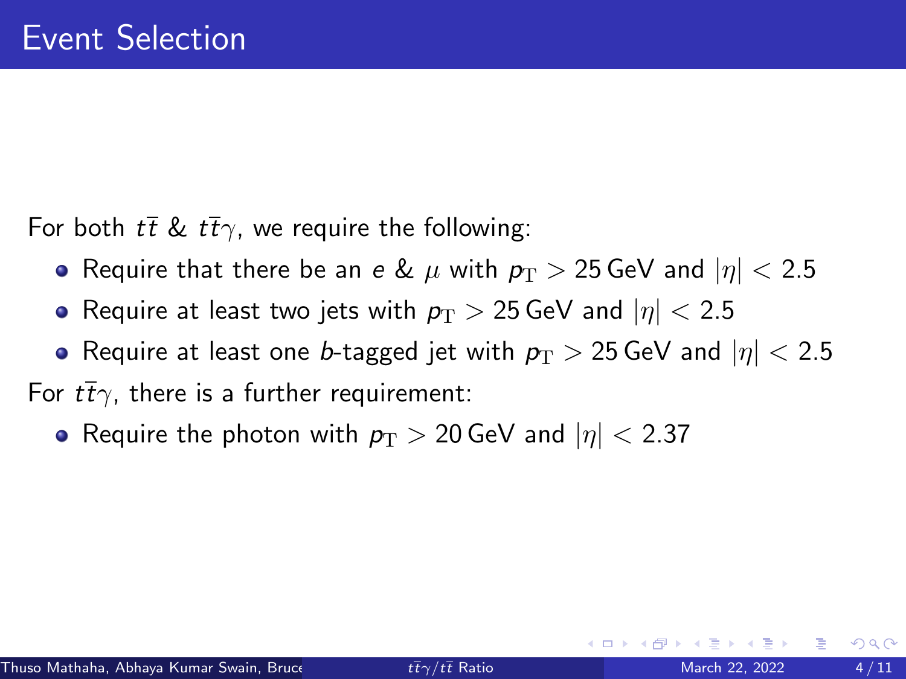# Event Selection

For both $t\bar{t}$ & $t\bar{t}\gamma$, we require the following:

- Require that there be an $e$ & $\mu$ with $p_{\mathrm{T}} > 25\,\mathrm{GeV}$ and $|\eta| < 2.5$
- Require at least two jets with $p_{\mathrm{T}} > 25\,\mathrm{GeV}$ and $|\eta| < 2.5$
- Require at least one $b$-tagged jet with $p_{\mathrm{T}} > 25\,\mathrm{GeV}$ and $|\eta| < 2.5$

For $t\bar{t}\gamma$, there is a further requirement:

- Require the photon with $p_{\mathrm{T}} > 20\,\mathrm{GeV}$ and $|\eta| < 2.37$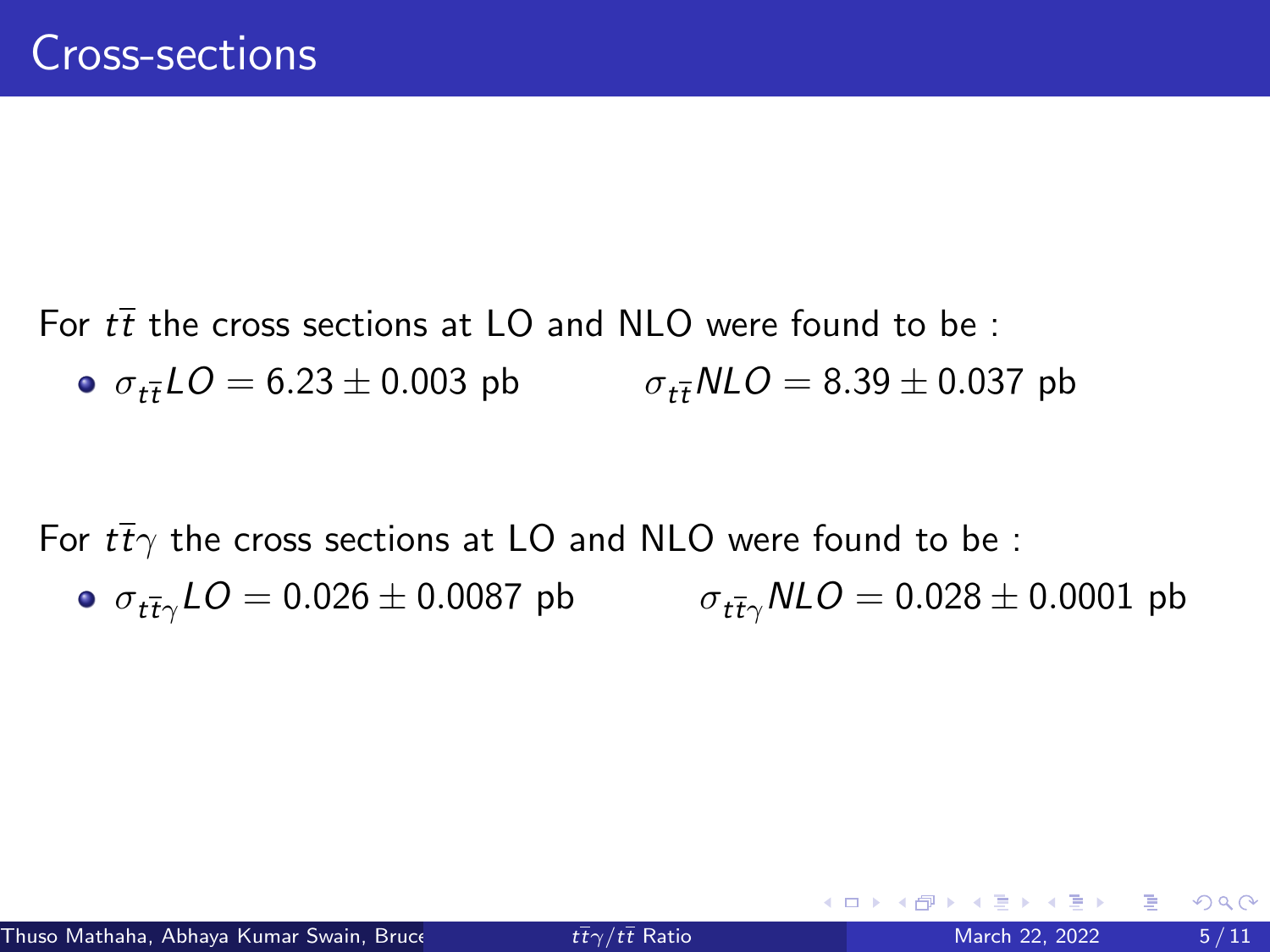# Cross-sections

For $t\bar{t}$ the cross sections at LO and NLO were found to be :

- $\sigma_{t\bar{t}}LO = 6.23 \pm 0.003$ pb $\qquad$ $\sigma_{t\bar{t}}NLO = 8.39 \pm 0.037$ pb

For $t\bar{t}\gamma$ the cross sections at LO and NLO were found to be :

- $\sigma_{t\bar{t}\gamma}LO = 0.026 \pm 0.0087$ pb $\qquad$ $\sigma_{t\bar{t}\gamma}NLO = 0.028 \pm 0.0001$ pb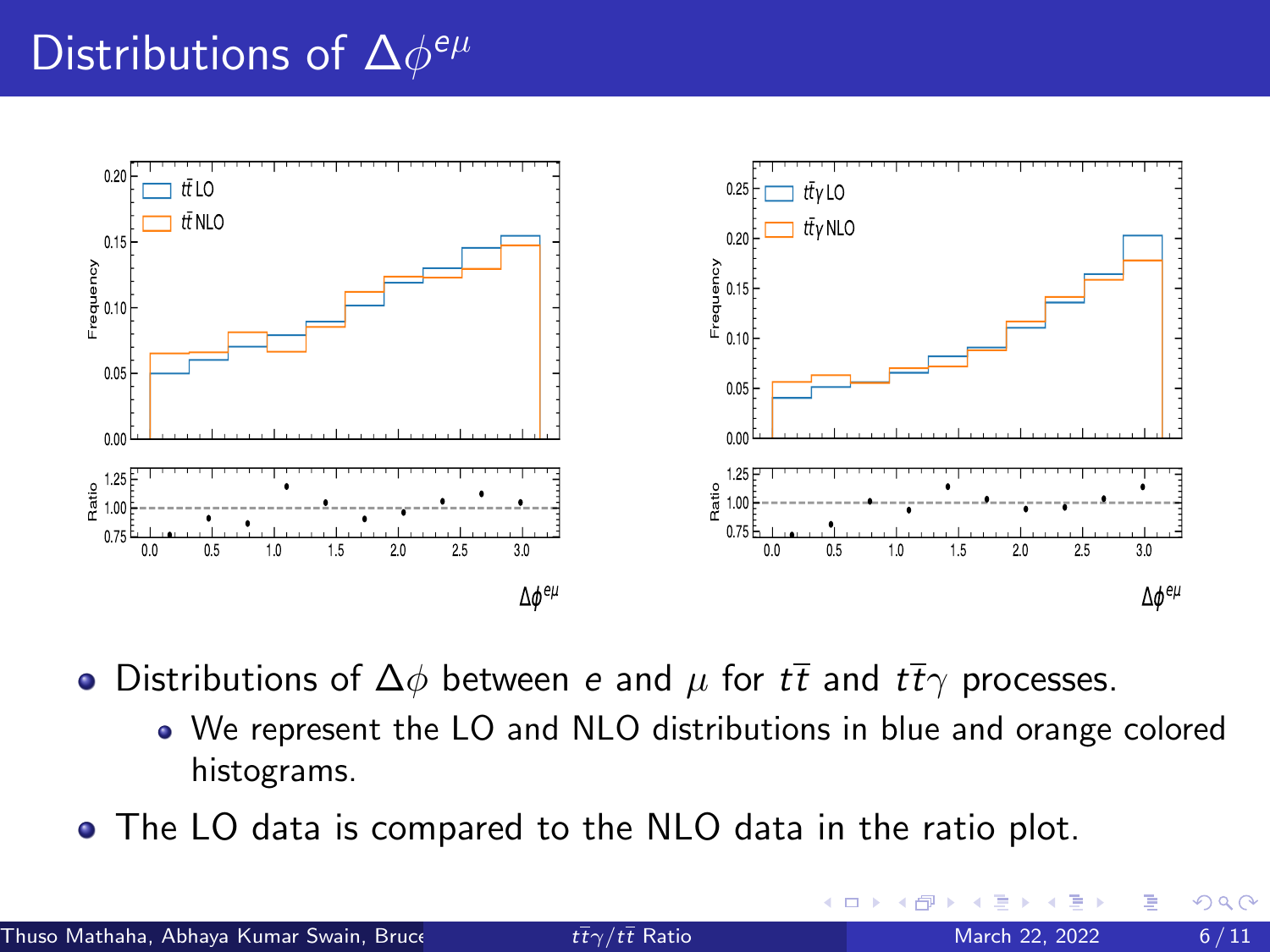# Distributions of $\Delta\phi^{e\mu}$

- Distributions of $\Delta\phi$ between $e$ and $\mu$ for $t\bar{t}$ and $t\bar{t}\gamma$ processes.
  - We represent the LO and NLO distributions in blue and orange colored histograms.
- The LO data is compared to the NLO data in the ratio plot.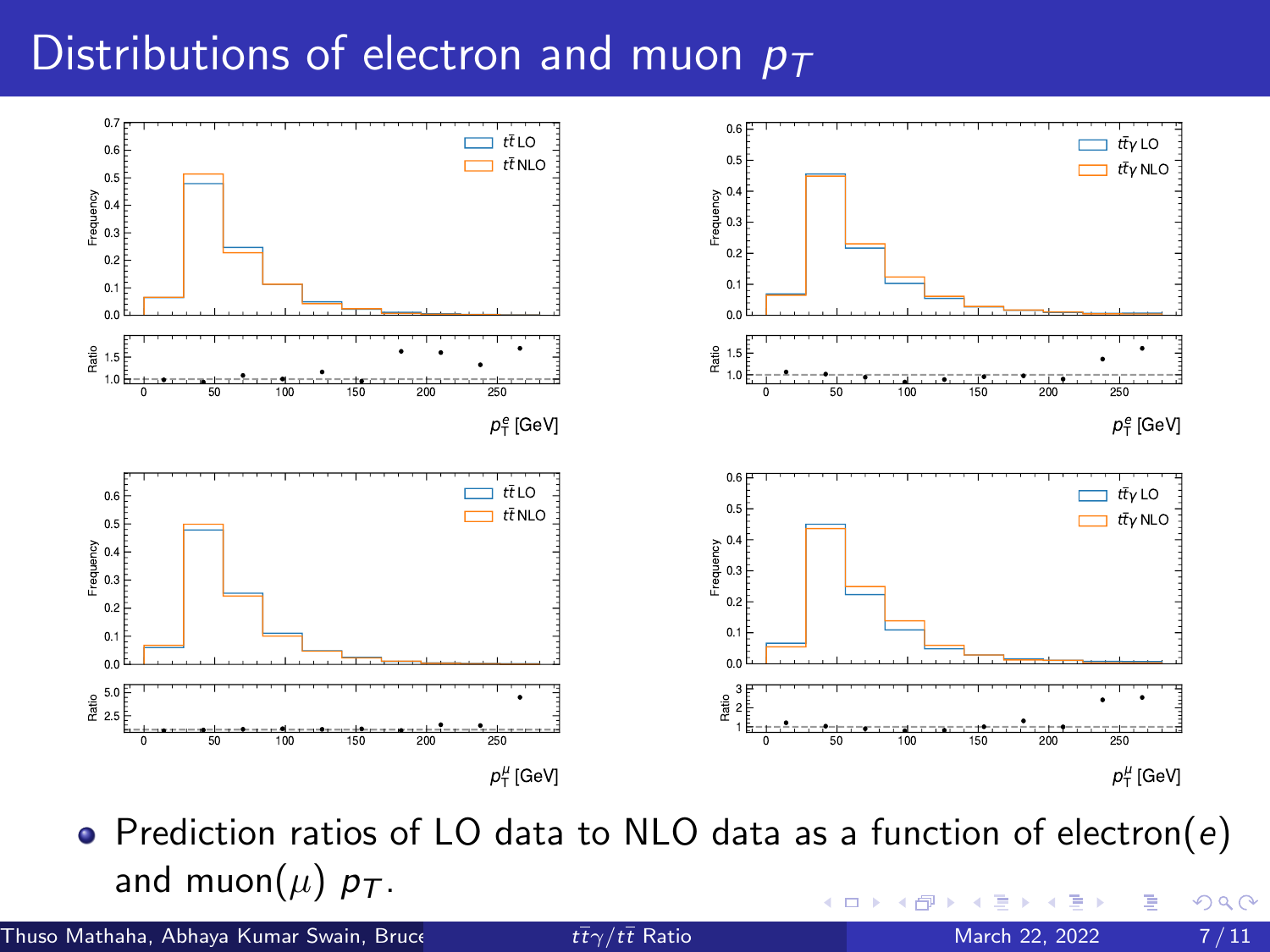# Distributions of electron and muon $p_T$

- Prediction ratios of LO data to NLO data as a function of electron($e$) and muon($\mu$) $p_T$.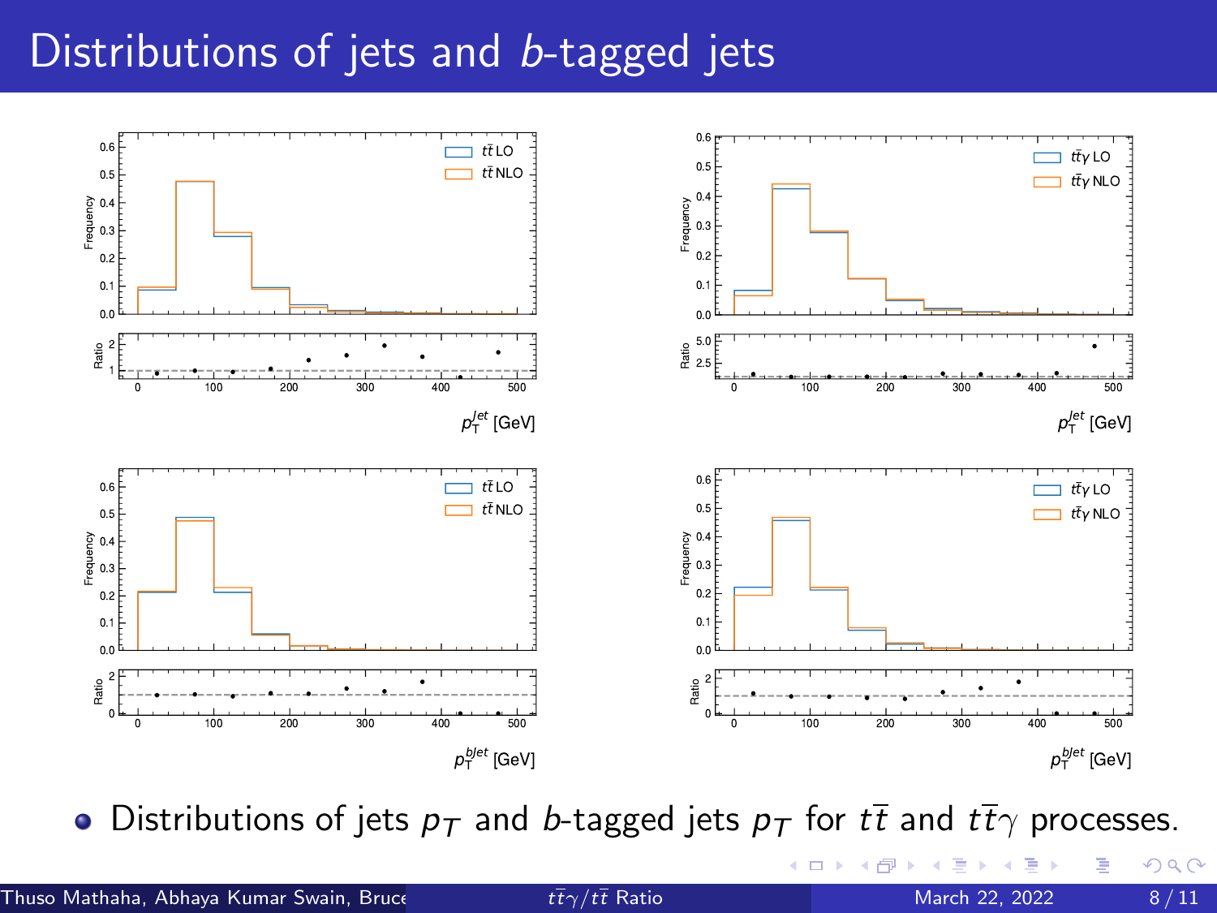# Distributions of jets and $b$-tagged jets

- Distributions of jets $p_T$ and $b$-tagged jets $p_T$ for $t\bar{t}$ and $t\bar{t}\gamma$ processes.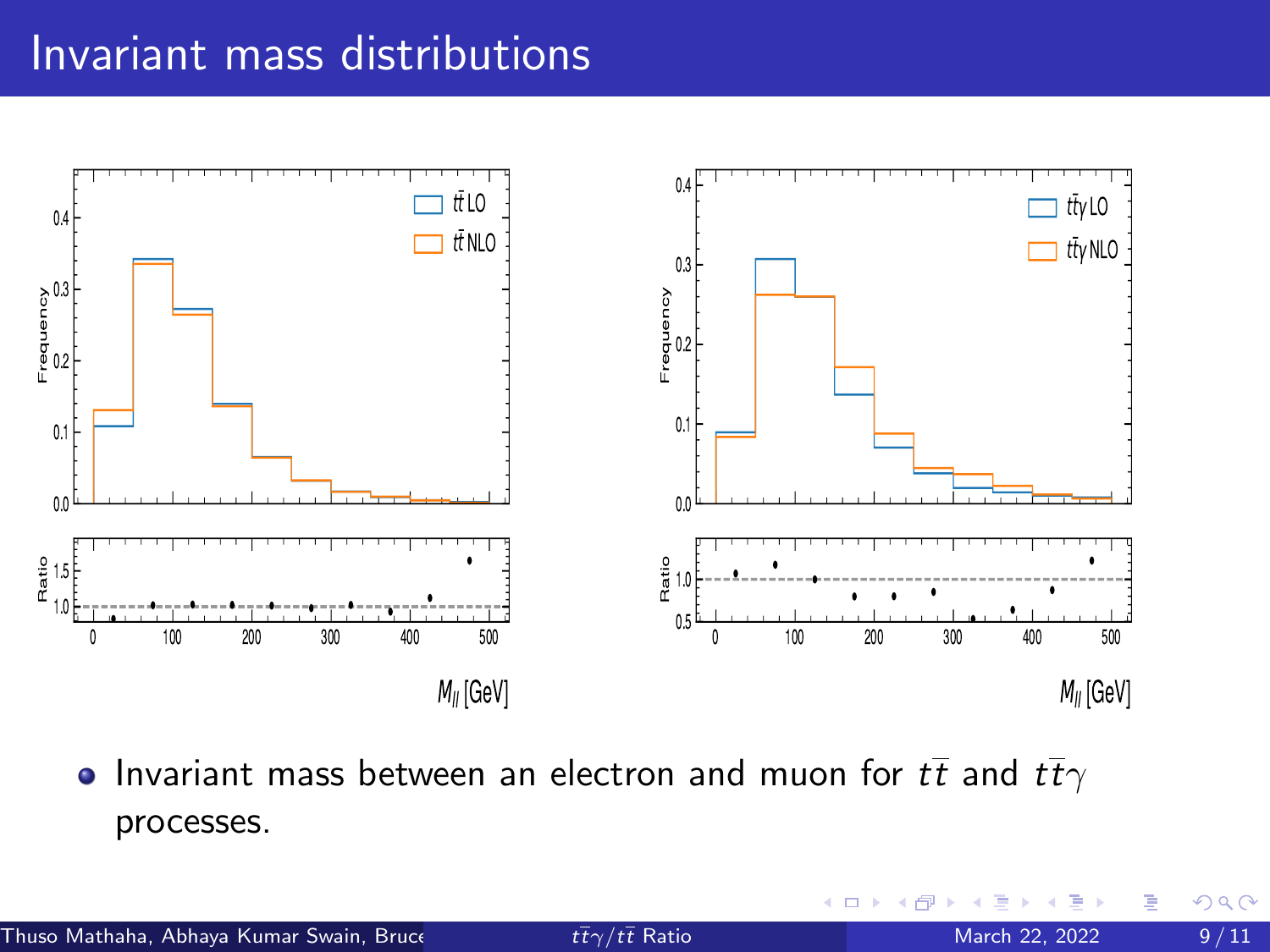# Invariant mass distributions

- Invariant mass between an electron and muon for $t\bar{t}$ and $t\bar{t}\gamma$ processes.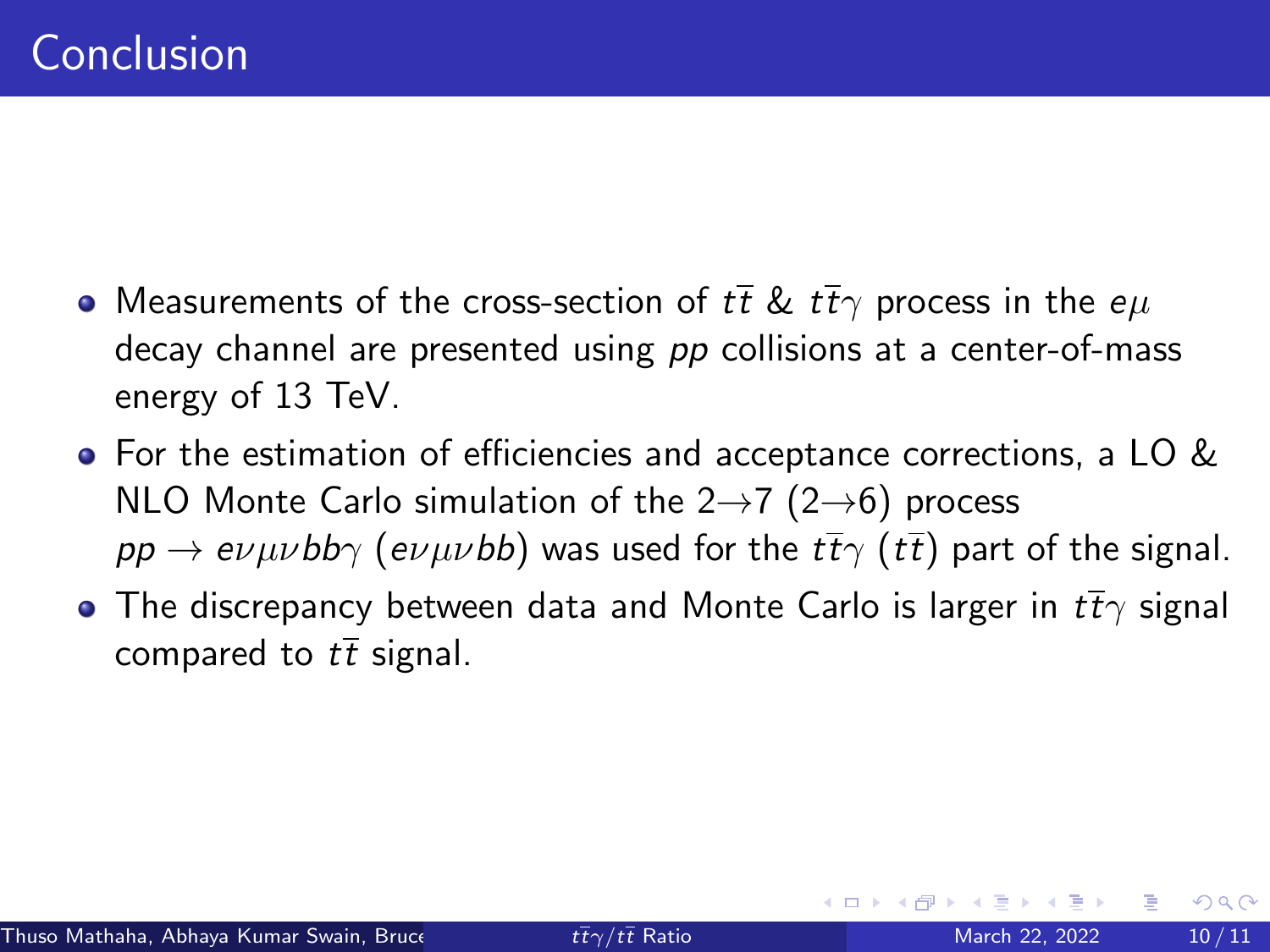# Conclusion

- Measurements of the cross-section of $t\bar{t}$ & $t\bar{t}\gamma$ process in the $e\mu$ decay channel are presented using $pp$ collisions at a center-of-mass energy of 13 TeV.
- For the estimation of efficiencies and acceptance corrections, a LO & NLO Monte Carlo simulation of the $2\rightarrow7$ ($2\rightarrow6$) process $pp \rightarrow e\nu\mu\nu bb\gamma$ ($e\nu\mu\nu bb$) was used for the $t\bar{t}\gamma$ ($t\bar{t}$) part of the signal.
- The discrepancy between data and Monte Carlo is larger in $t\bar{t}\gamma$ signal compared to $t\bar{t}$ signal.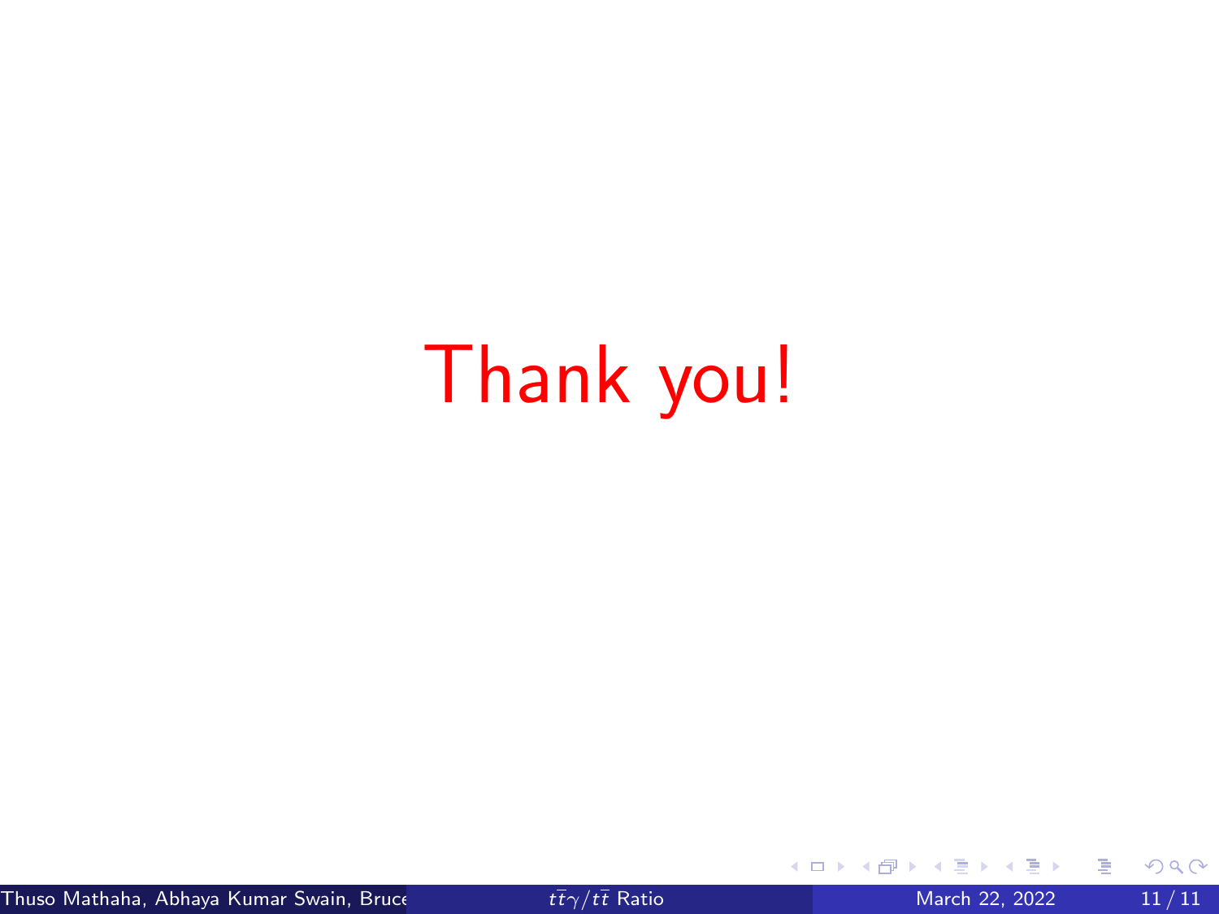Thank you!